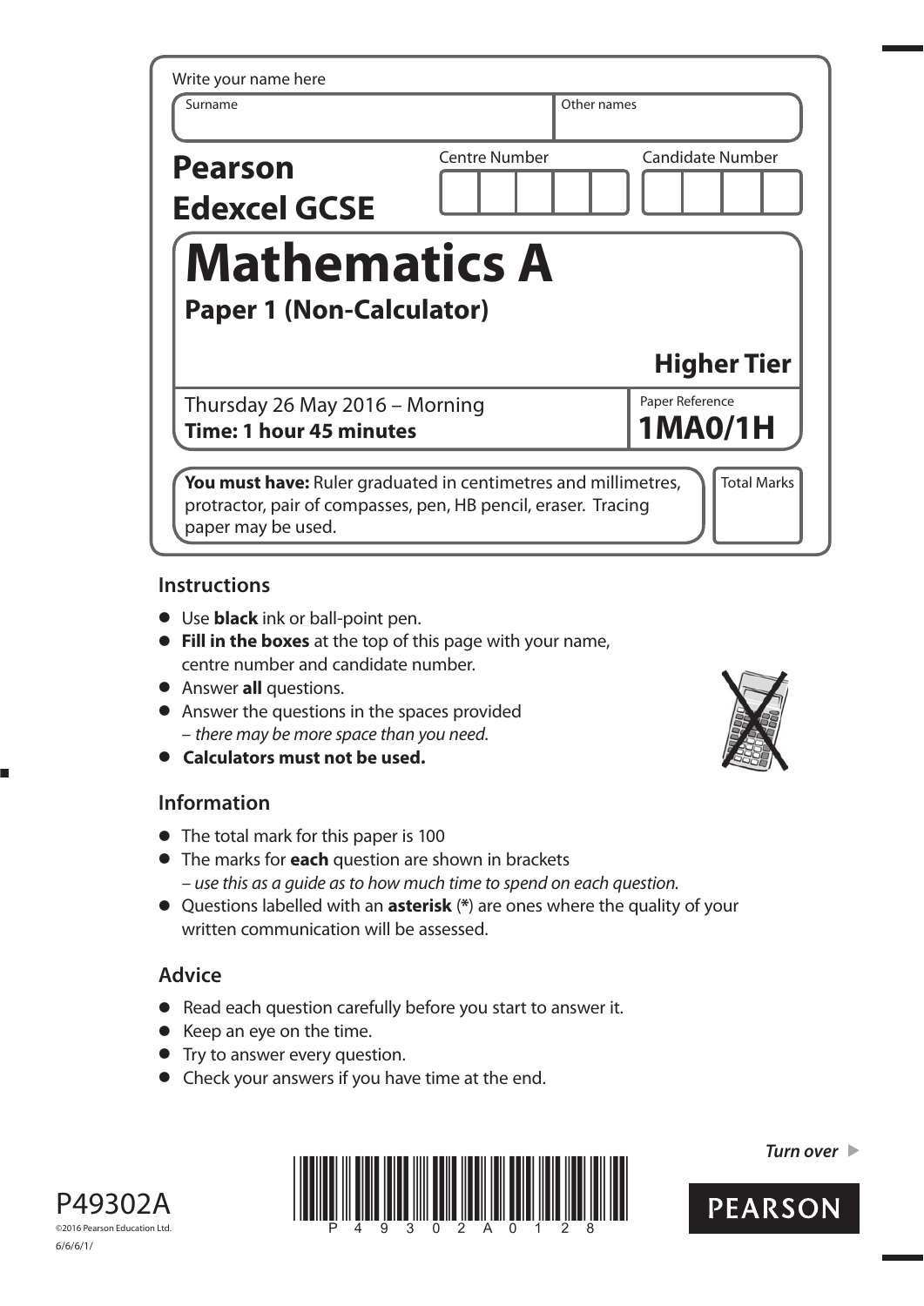Write your name here

| Surname | Other names |
|---|---|
| | |

**Pearson Edexcel GCSE**

| Centre Number | Candidate Number |
|---|---|
| | |

# Mathematics A

## Paper 1 (Non-Calculator)

**Higher Tier**

Thursday 26 May 2016 – Morning
**Time: 1 hour 45 minutes**

Paper Reference
**1MA0/1H**

**You must have:** Ruler graduated in centimetres and millimetres, protractor, pair of compasses, pen, HB pencil, eraser. Tracing paper may be used.

Total Marks

## Instructions

- Use **black** ink or ball-point pen.
- **Fill in the boxes** at the top of this page with your name, centre number and candidate number.
- Answer **all** questions.
- Answer the questions in the spaces provided
  – *there may be more space than you need.*
- **Calculators must not be used.**

## Information

- The total mark for this paper is 100
- The marks for **each** question are shown in brackets
  – *use this as a guide as to how much time to spend on each question.*
- Questions labelled with an **asterisk** (*) are ones where the quality of your written communication will be assessed.

## Advice

- Read each question carefully before you start to answer it.
- Keep an eye on the time.
- Try to answer every question.
- Check your answers if you have time at the end.

P49302A
©2016 Pearson Education Ltd.
6/6/6/1/

*Turn over* ▶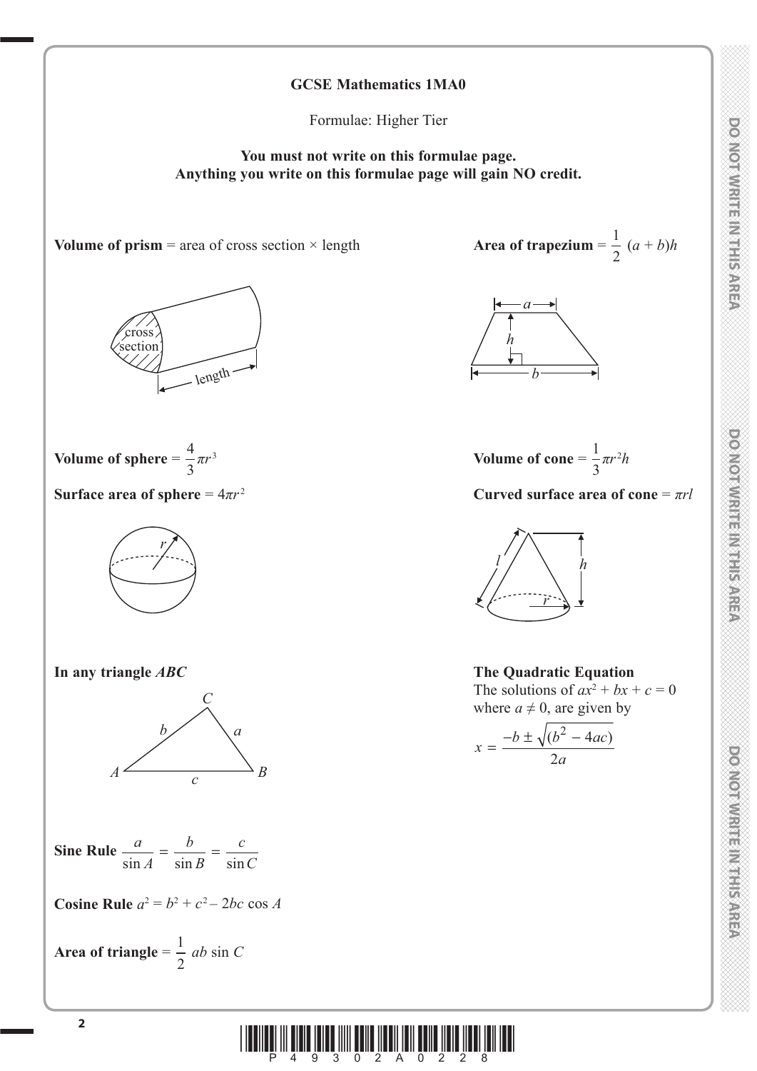**GCSE Mathematics 1MA0**

Formulae: Higher Tier

**You must not write on this formulae page.**
**Anything you write on this formulae page will gain NO credit.**

**Volume of prism** = area of cross section × length

**Area of trapezium** = $\frac{1}{2}(a + b)h$

**Volume of sphere** = $\frac{4}{3}\pi r^3$

**Surface area of sphere** = $4\pi r^2$

**Volume of cone** = $\frac{1}{3}\pi r^2 h$

**Curved surface area of cone** = $\pi r l$

**In any triangle *ABC***

**Sine Rule** $\frac{a}{\sin A} = \frac{b}{\sin B} = \frac{c}{\sin C}$

**Cosine Rule** $a^2 = b^2 + c^2 - 2bc \cos A$

**Area of triangle** = $\frac{1}{2} ab \sin C$

**The Quadratic Equation**

The solutions of $ax^2 + bx + c = 0$ where $a \neq 0$, are given by

$$x = \frac{-b \pm \sqrt{(b^2 - 4ac)}}{2a}$$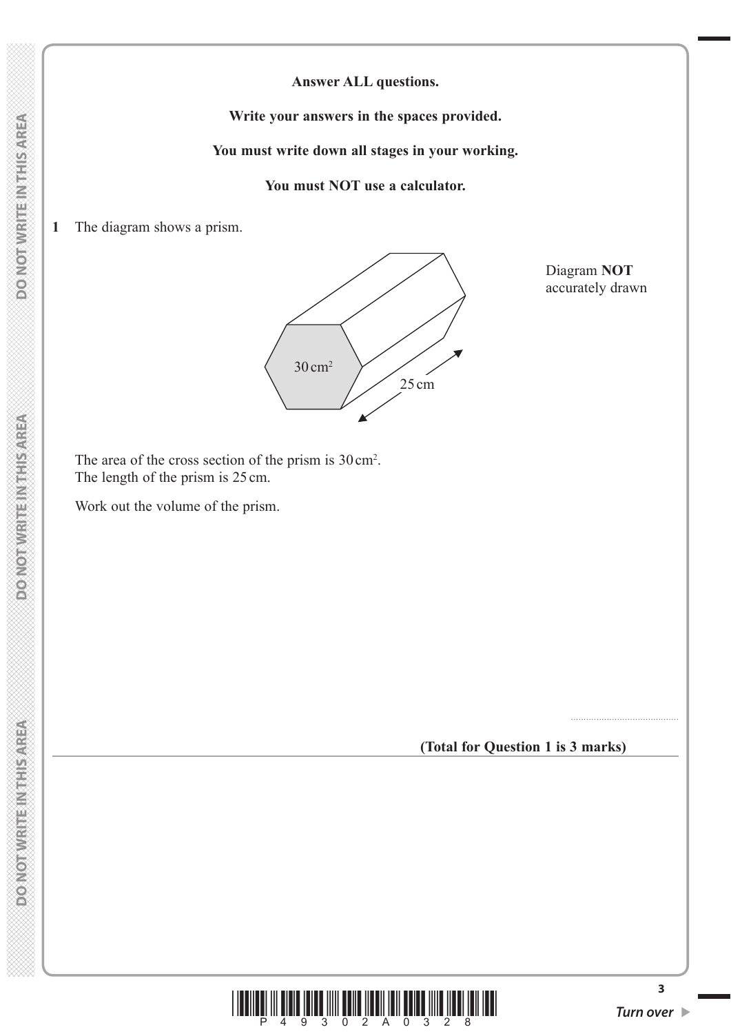**Answer ALL questions.**

**Write your answers in the spaces provided.**

**You must write down all stages in your working.**

**You must NOT use a calculator.**

**1** The diagram shows a prism.

Diagram **NOT** accurately drawn

$30\,\text{cm}^2$

25 cm

The area of the cross section of the prism is $30\,\text{cm}^2$.
The length of the prism is 25 cm.

Work out the volume of the prism.

..........................................

**(Total for Question 1 is 3 marks)**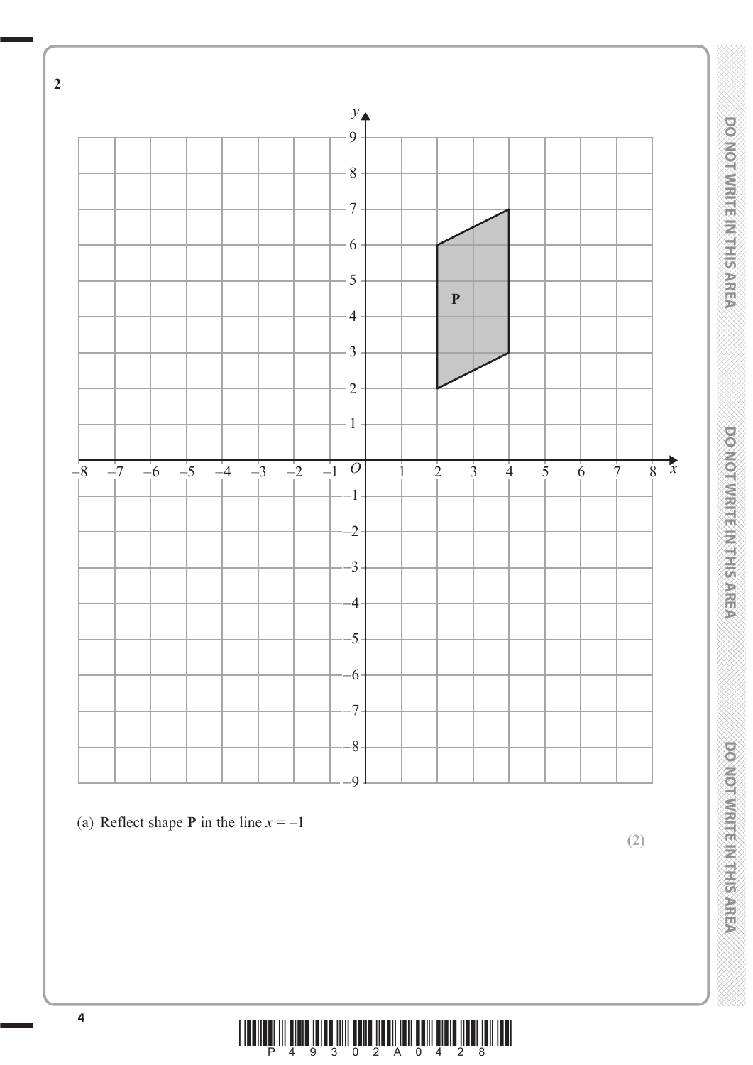**2**

(a) Reflect shape **P** in the line $x = -1$

**(2)**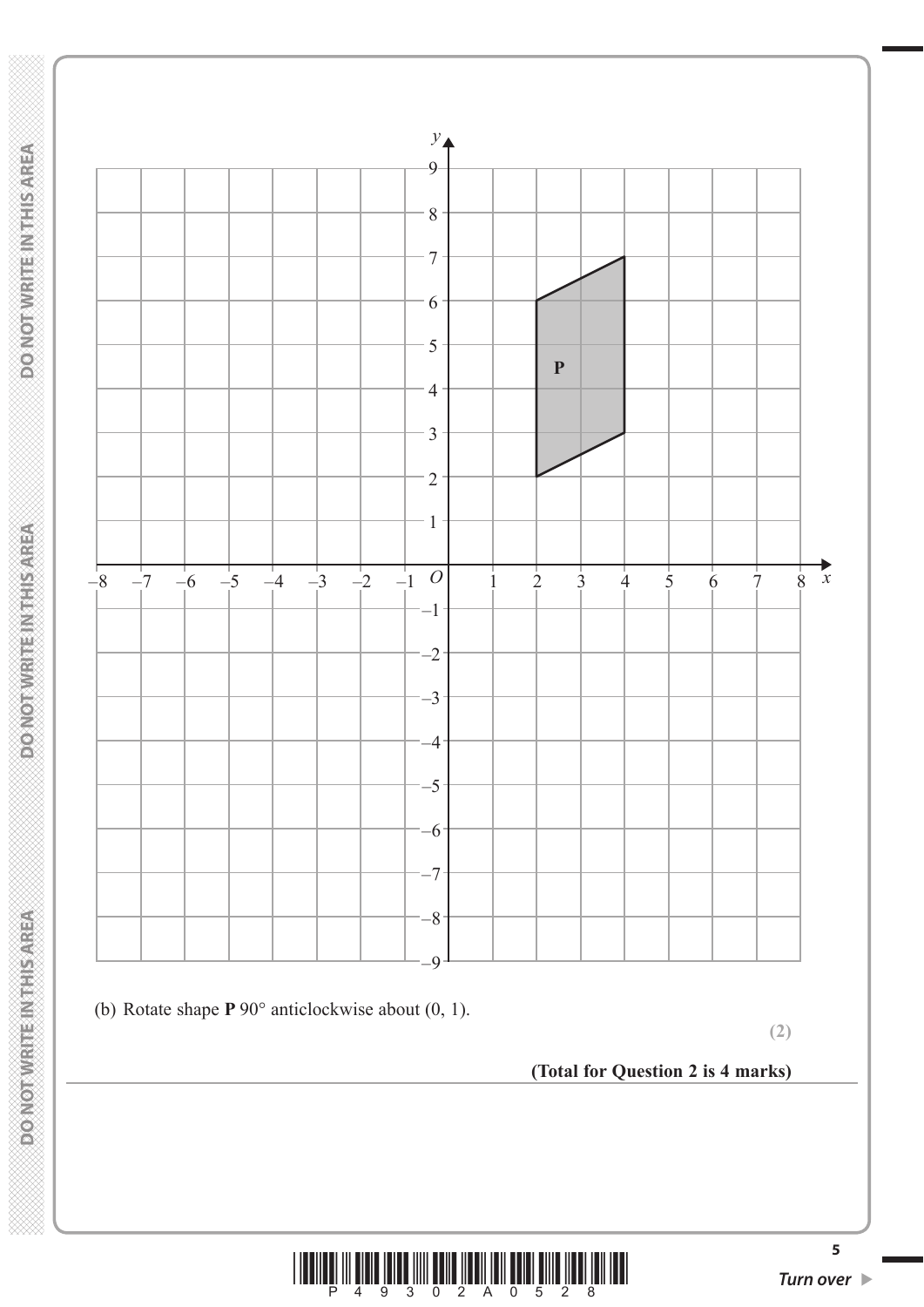(b) Rotate shape **P** 90° anticlockwise about (0, 1).

**(2)**

**(Total for Question 2 is 4 marks)**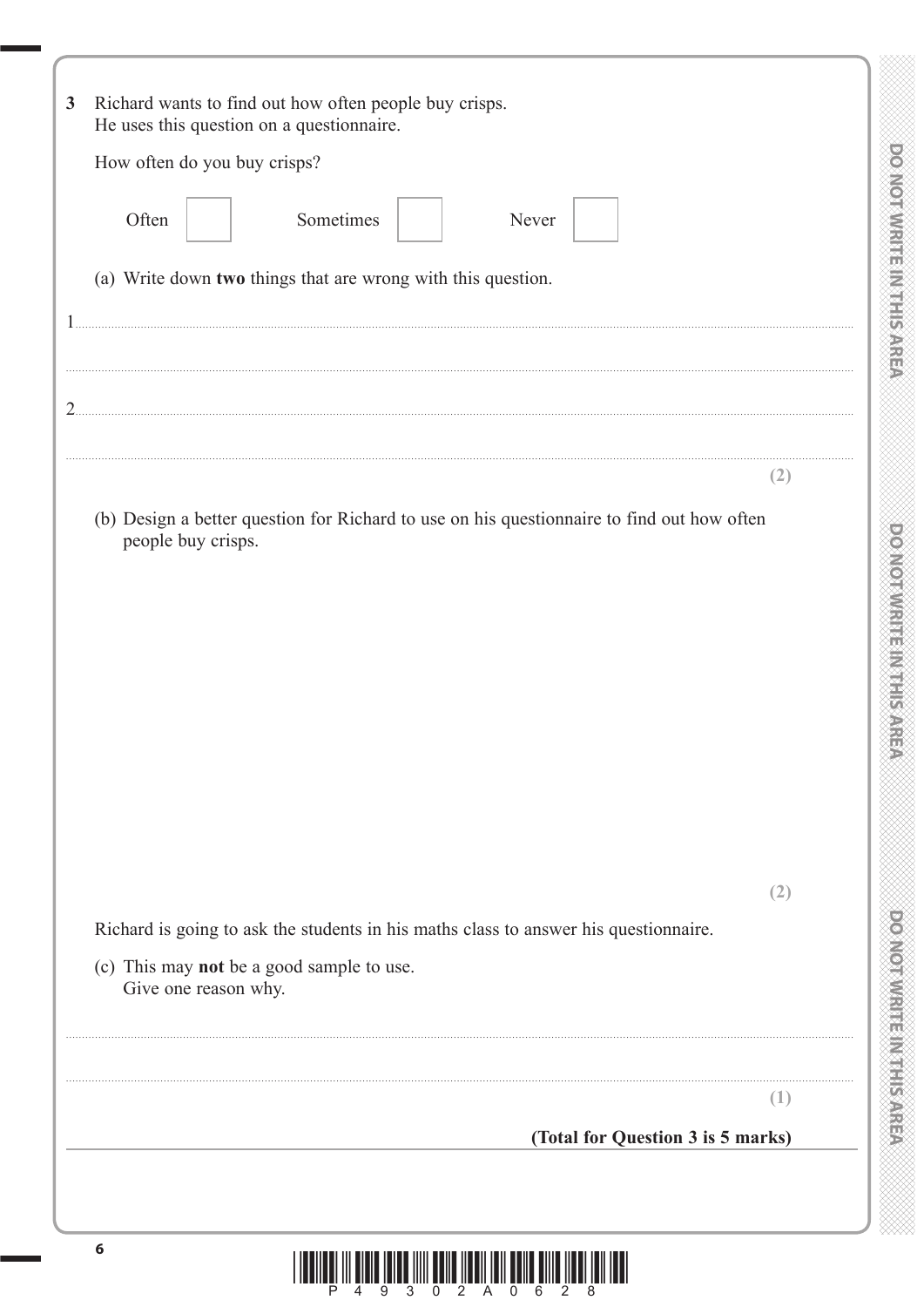**3** Richard wants to find out how often people buy crisps.
He uses this question on a questionnaire.

How often do you buy crisps?

Often ☐ Sometimes ☐ Never ☐

(a) Write down **two** things that are wrong with this question.

1 ....................................................................................................................................................

....................................................................................................................................................

2 ....................................................................................................................................................

....................................................................................................................................................

**(2)**

(b) Design a better question for Richard to use on his questionnaire to find out how often people buy crisps.

**(2)**

Richard is going to ask the students in his maths class to answer his questionnaire.

(c) This may **not** be a good sample to use.
Give one reason why.

....................................................................................................................................................

....................................................................................................................................................

**(1)**

**(Total for Question 3 is 5 marks)**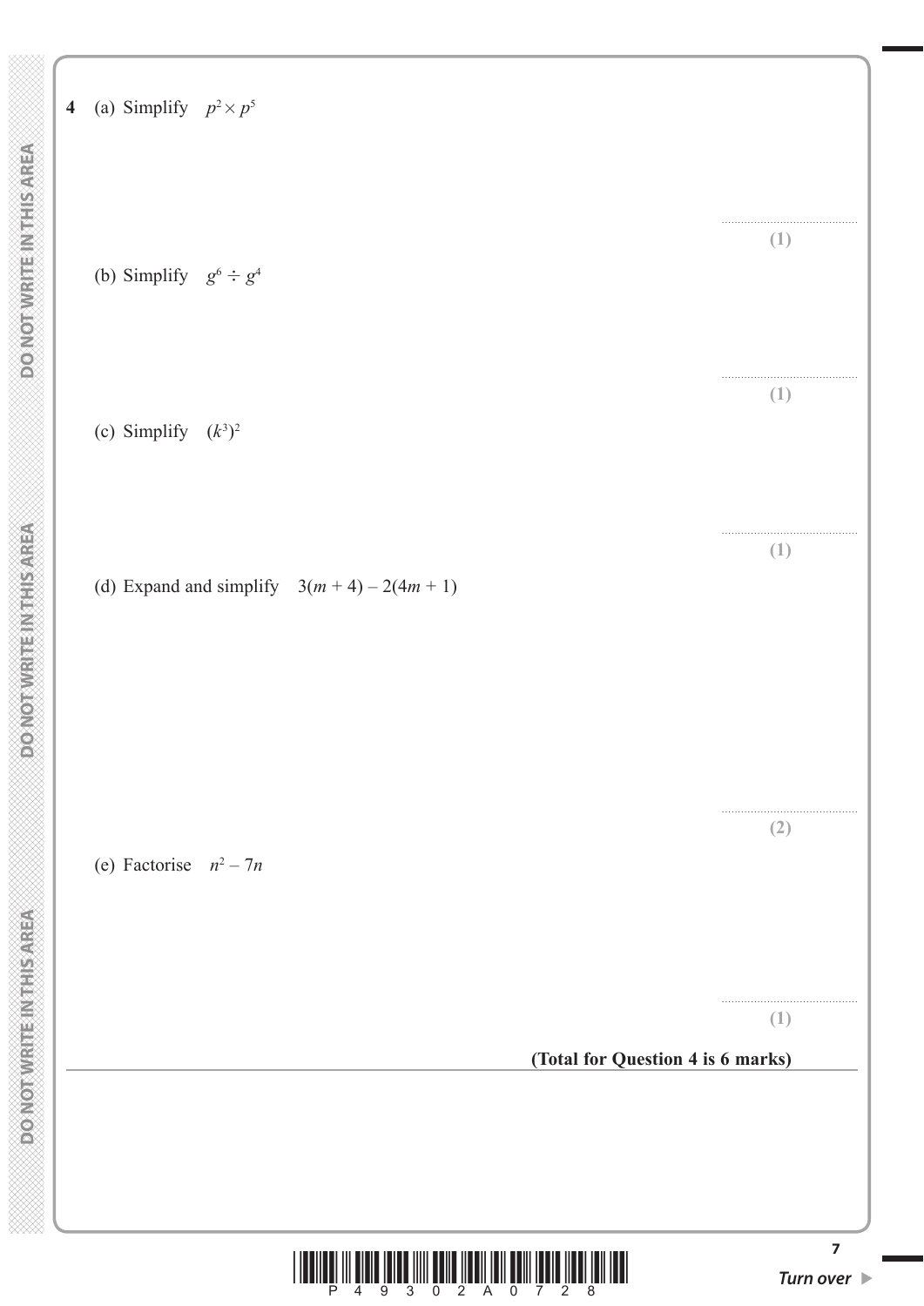**4** (a) Simplify $p^2 \times p^5$

..............................................

**(1)**

(b) Simplify $g^6 \div g^4$

..............................................

**(1)**

(c) Simplify $(k^3)^2$

..............................................

**(1)**

(d) Expand and simplify $3(m + 4) - 2(4m + 1)$

..............................................

**(2)**

(e) Factorise $n^2 - 7n$

..............................................

**(1)**

**(Total for Question 4 is 6 marks)**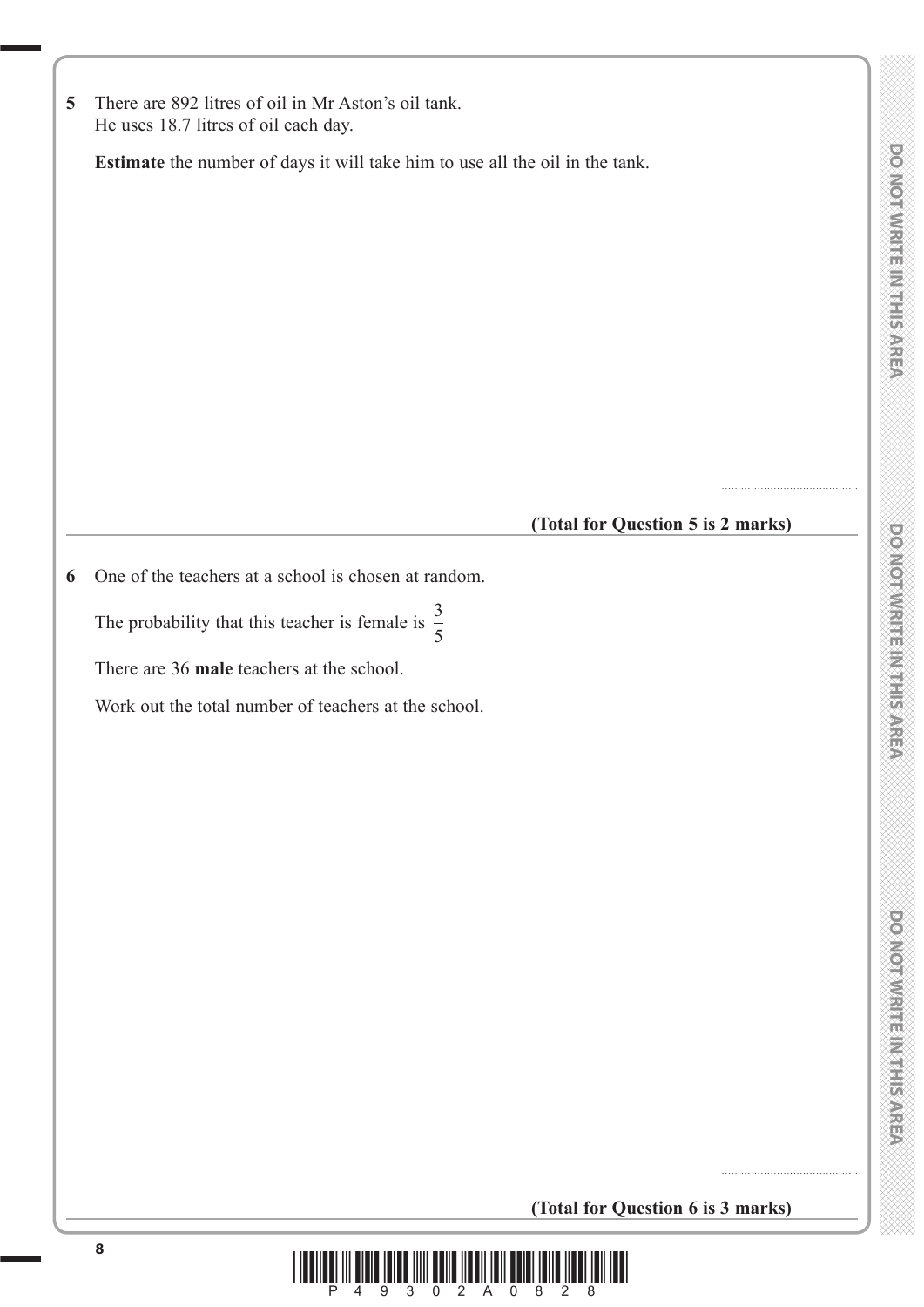**5** There are 892 litres of oil in Mr Aston's oil tank.
He uses 18.7 litres of oil each day.

**Estimate** the number of days it will take him to use all the oil in the tank.

..........................................

**(Total for Question 5 is 2 marks)**

---

**6** One of the teachers at a school is chosen at random.

The probability that this teacher is female is $\frac{3}{5}$

There are 36 **male** teachers at the school.

Work out the total number of teachers at the school.

..........................................

**(Total for Question 6 is 3 marks)**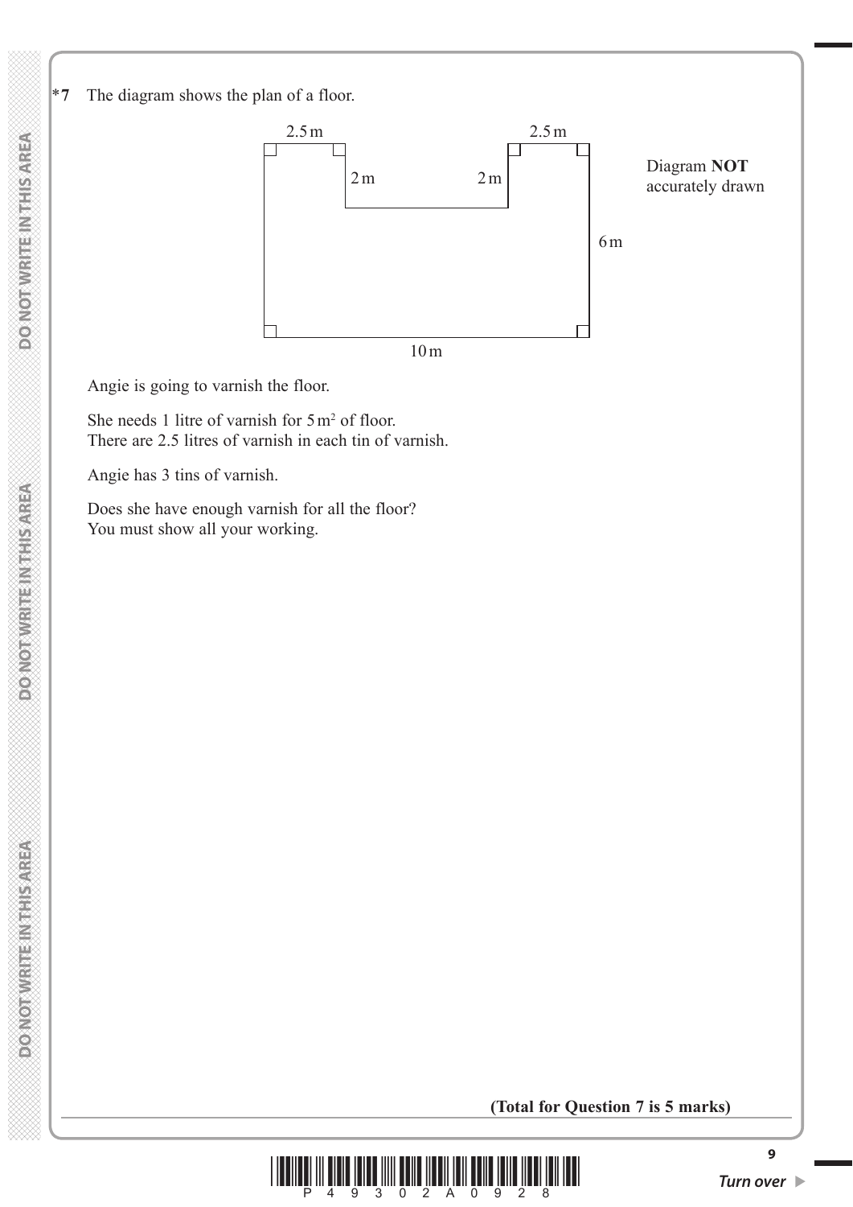\*7 The diagram shows the plan of a floor.

2.5 m &nbsp;&nbsp;&nbsp;&nbsp; 2.5 m

2 m &nbsp;&nbsp;&nbsp;&nbsp; 2 m

6 m

10 m

Diagram **NOT** accurately drawn

Angie is going to varnish the floor.

She needs 1 litre of varnish for $5\,m^2$ of floor.
There are 2.5 litres of varnish in each tin of varnish.

Angie has 3 tins of varnish.

Does she have enough varnish for all the floor?
You must show all your working.

**(Total for Question 7 is 5 marks)**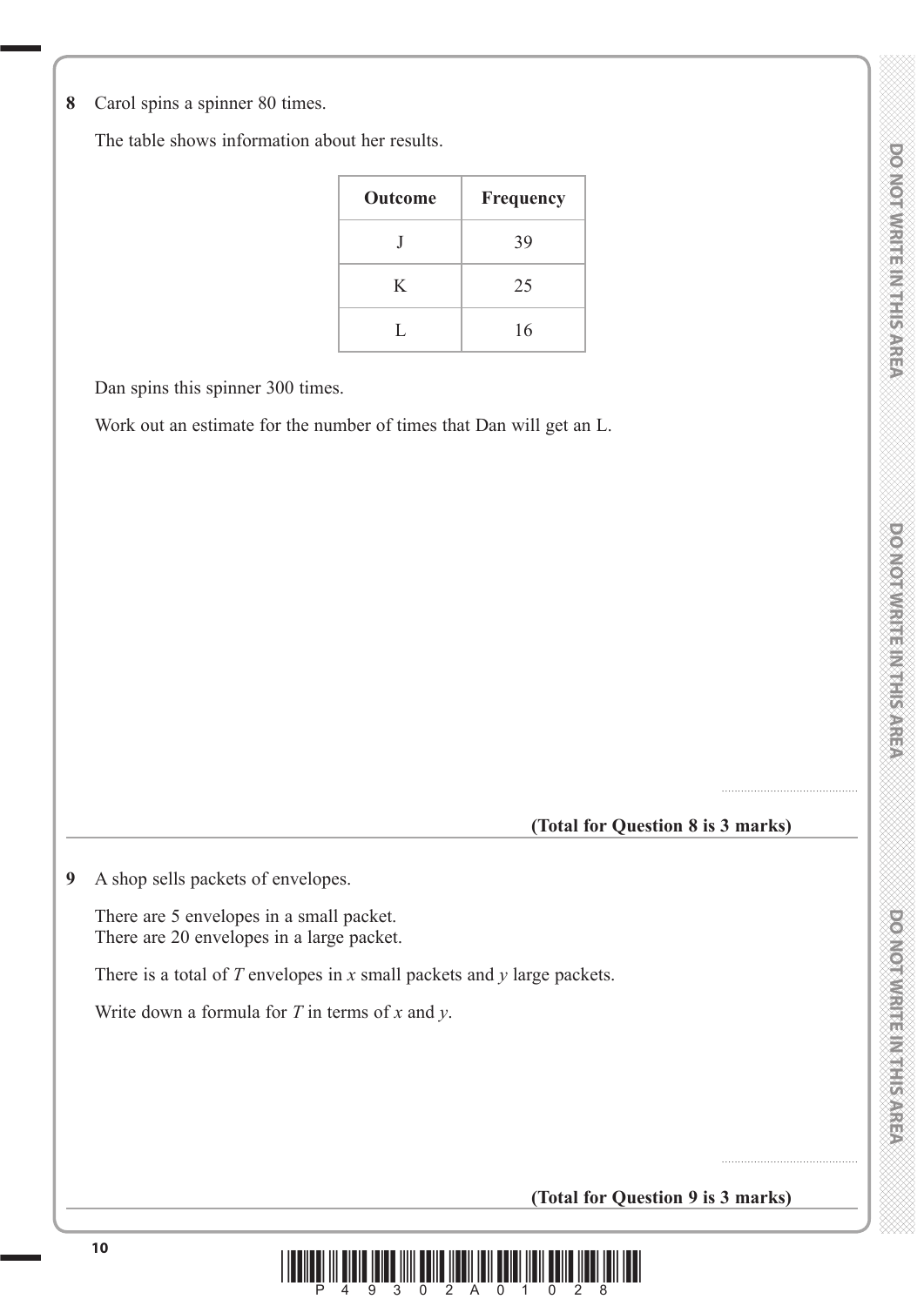**8** Carol spins a spinner 80 times.

The table shows information about her results.

| Outcome | Frequency |
|---|---|
| J | 39 |
| K | 25 |
| L | 16 |

Dan spins this spinner 300 times.

Work out an estimate for the number of times that Dan will get an L.

..........................................

**(Total for Question 8 is 3 marks)**

---

**9** A shop sells packets of envelopes.

There are 5 envelopes in a small packet.
There are 20 envelopes in a large packet.

There is a total of $T$ envelopes in $x$ small packets and $y$ large packets.

Write down a formula for $T$ in terms of $x$ and $y$.

..........................................

**(Total for Question 9 is 3 marks)**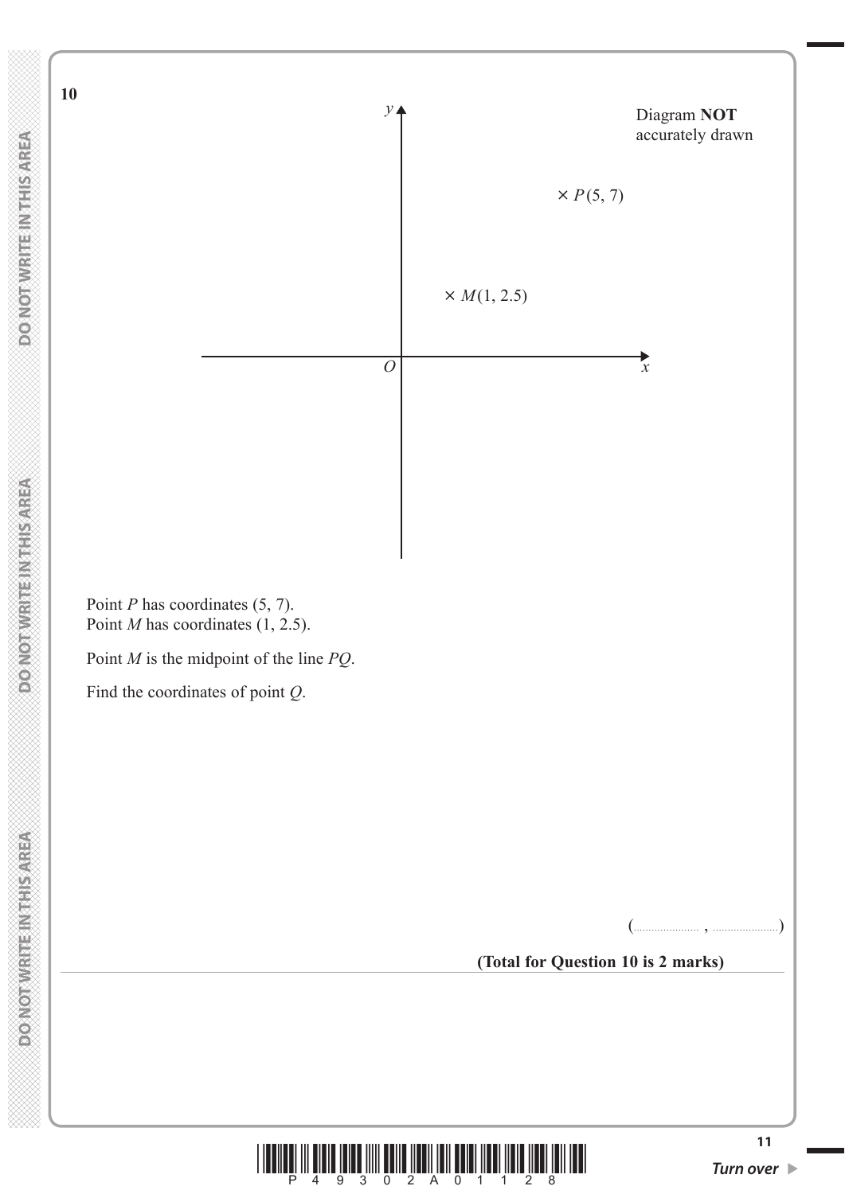**10**

Diagram **NOT** accurately drawn

$y$

$\times$ $P(5, 7)$

$\times$ $M(1, 2.5)$

$O$ $x$

Point $P$ has coordinates (5, 7).
Point $M$ has coordinates (1, 2.5).

Point $M$ is the midpoint of the line $PQ$.

Find the coordinates of point $Q$.

(.................... , ....................)

**(Total for Question 10 is 2 marks)**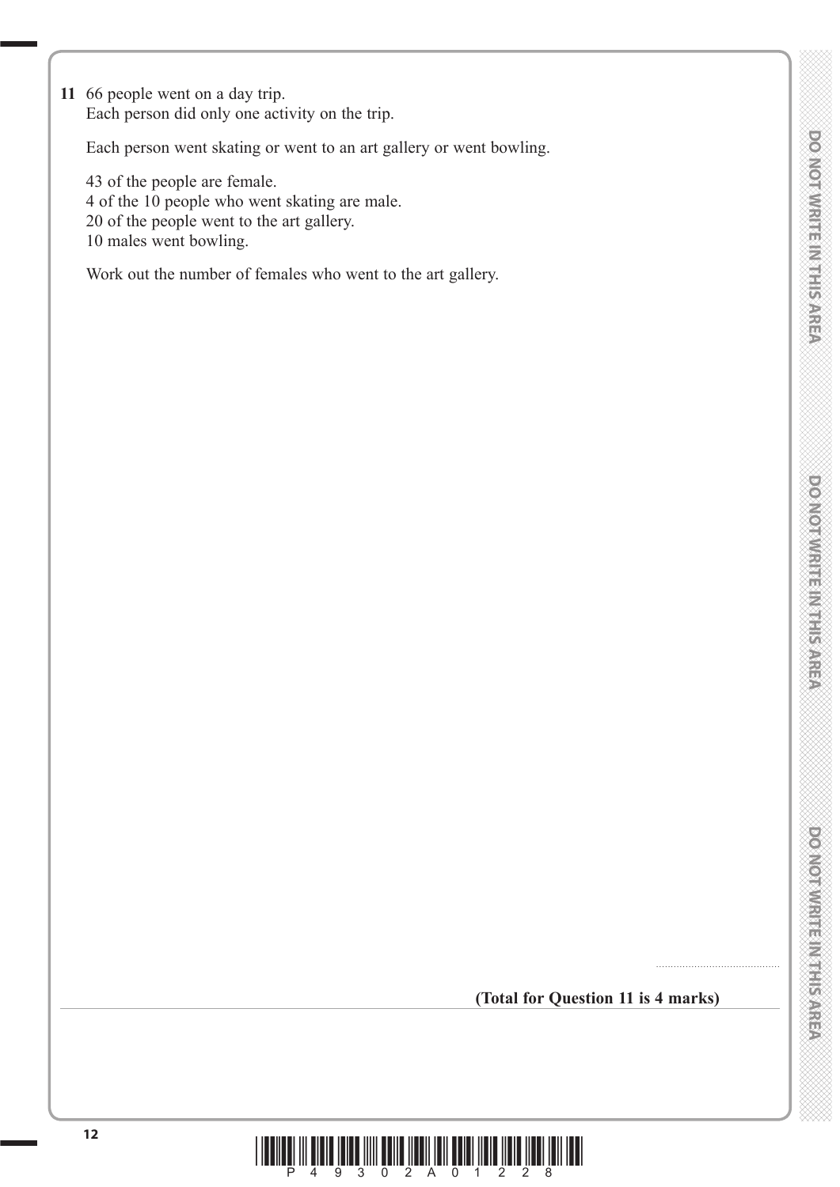**11** 66 people went on a day trip.
Each person did only one activity on the trip.

Each person went skating or went to an art gallery or went bowling.

43 of the people are female.
4 of the 10 people who went skating are male.
20 of the people went to the art gallery.
10 males went bowling.

Work out the number of females who went to the art gallery.

.......................................

**(Total for Question 11 is 4 marks)**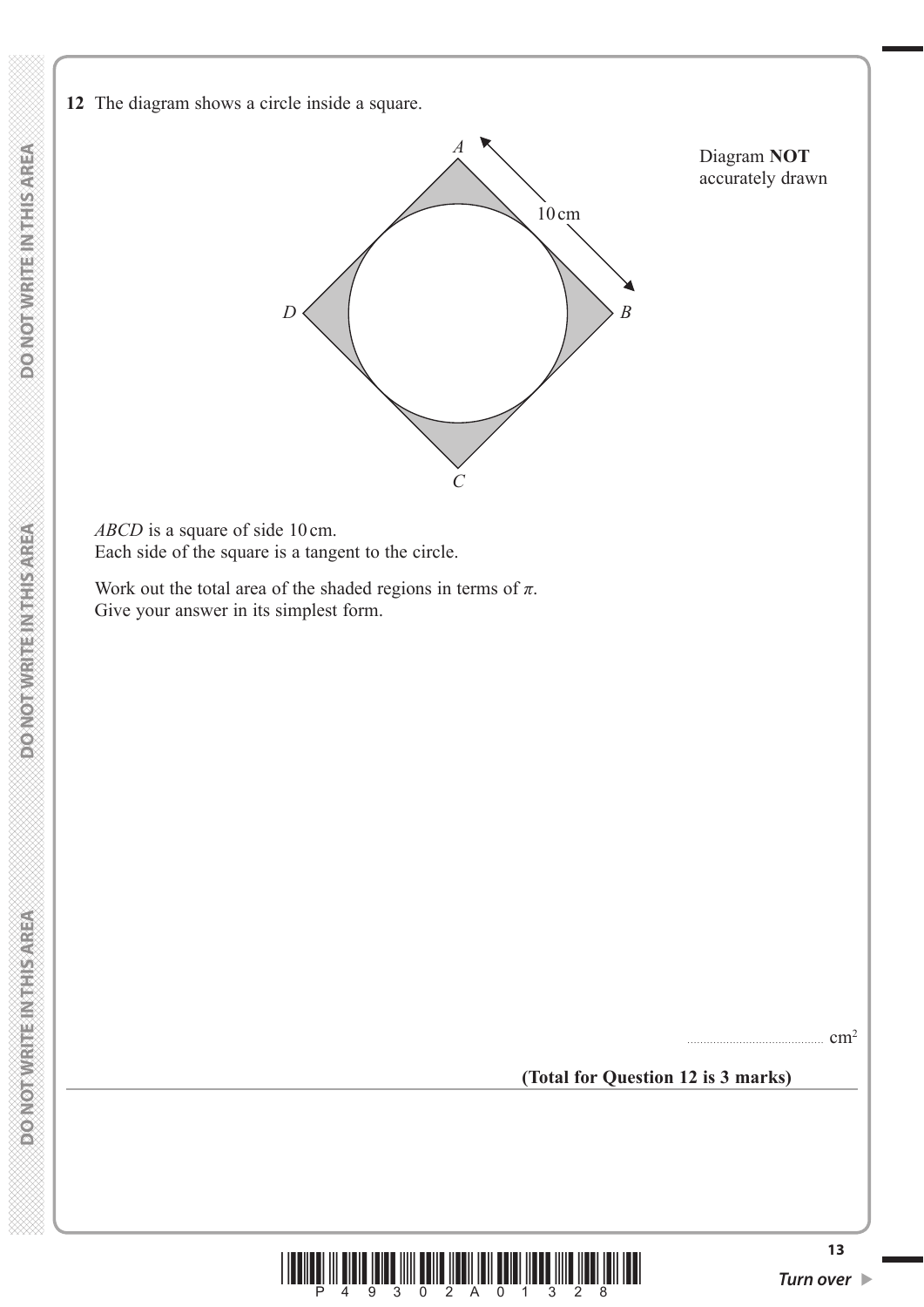**12** The diagram shows a circle inside a square.

Diagram **NOT** accurately drawn

*ABCD* is a square of side 10 cm.
Each side of the square is a tangent to the circle.

Work out the total area of the shaded regions in terms of $\pi$.
Give your answer in its simplest form.

.......................................... $cm^2$

**(Total for Question 12 is 3 marks)**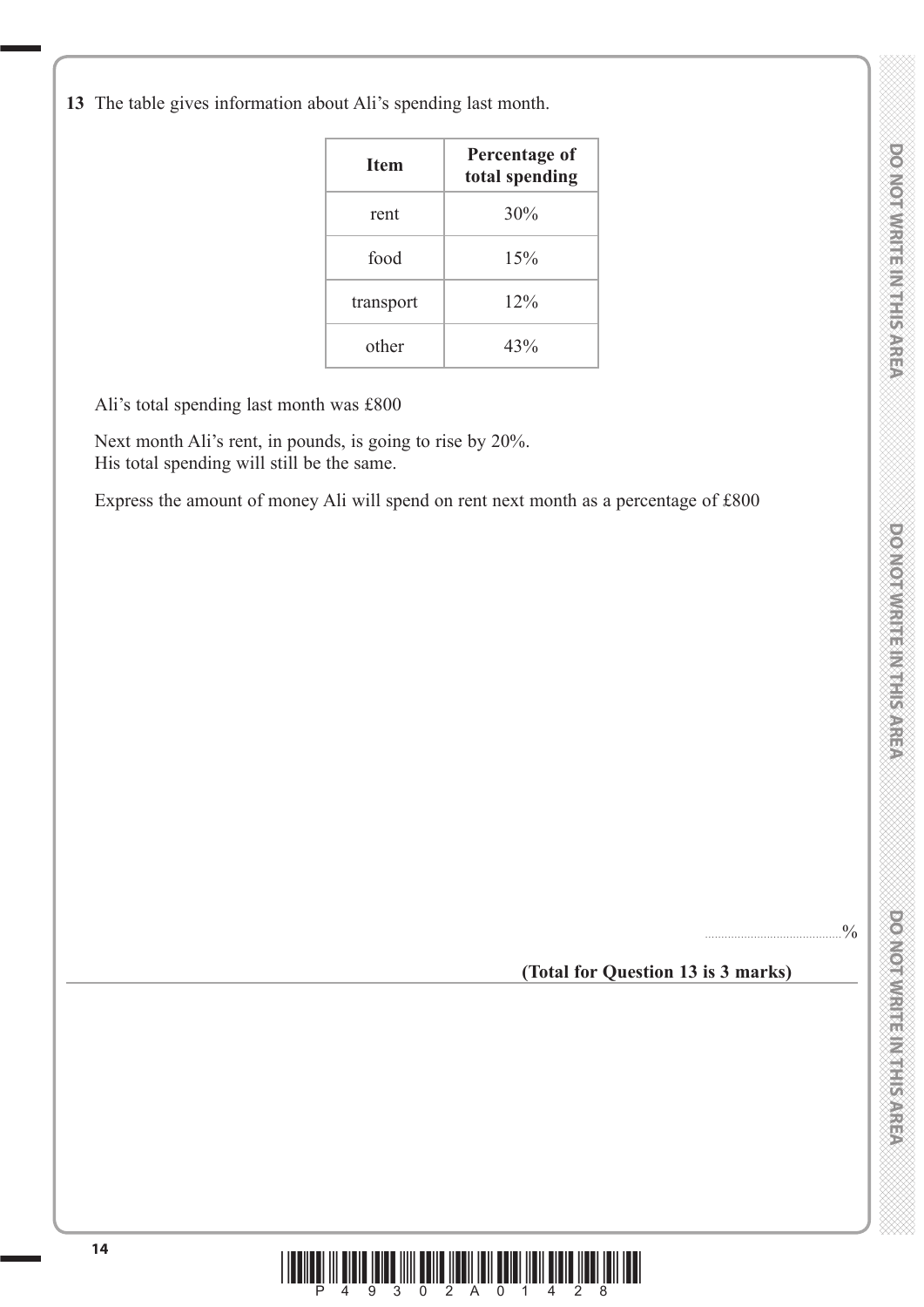**13** The table gives information about Ali's spending last month.

| Item | Percentage of total spending |
|---|---|
| rent | 30% |
| food | 15% |
| transport | 12% |
| other | 43% |

Ali's total spending last month was £800

Next month Ali's rent, in pounds, is going to rise by 20%.
His total spending will still be the same.

Express the amount of money Ali will spend on rent next month as a percentage of £800

..........................................%

**(Total for Question 13 is 3 marks)**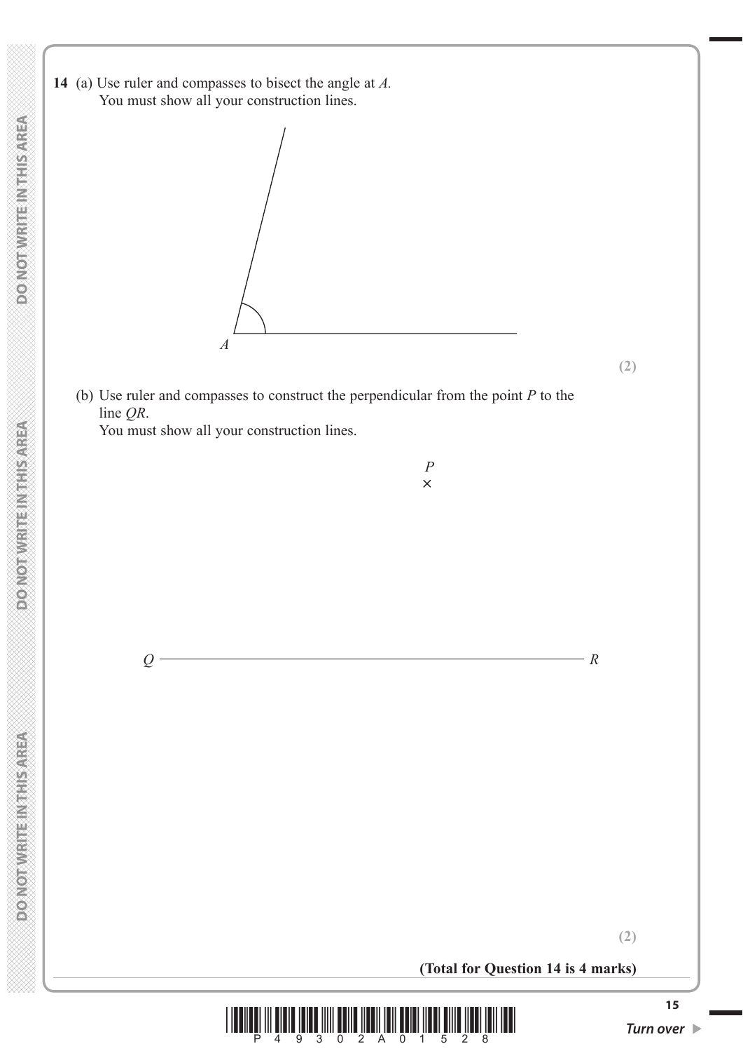**14** (a) Use ruler and compasses to bisect the angle at *A*.
You must show all your construction lines.

*A*

**(2)**

(b) Use ruler and compasses to construct the perpendicular from the point *P* to the line *QR*.
You must show all your construction lines.

*P*
×

*Q* ——————————————————————— *R*

**(2)**

**(Total for Question 14 is 4 marks)**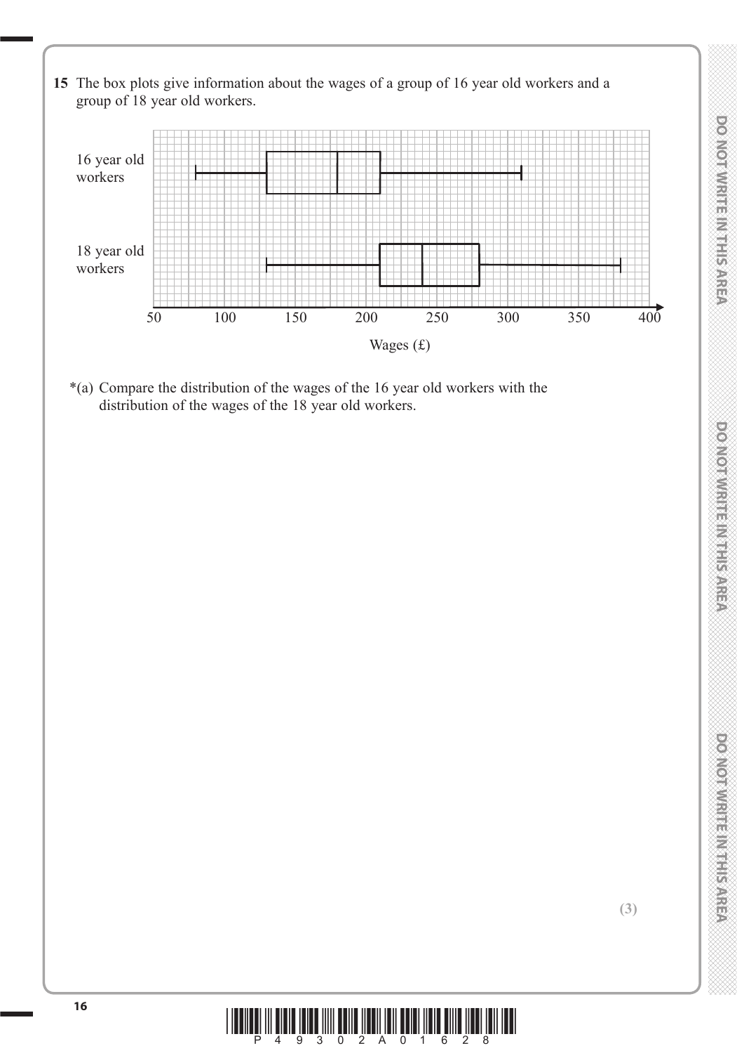**15** The box plots give information about the wages of a group of 16 year old workers and a group of 18 year old workers.

16 year old workers

18 year old workers

50 100 150 200 250 300 350 400

Wages (£)

*(a) Compare the distribution of the wages of the 16 year old workers with the distribution of the wages of the 18 year old workers.

**(3)**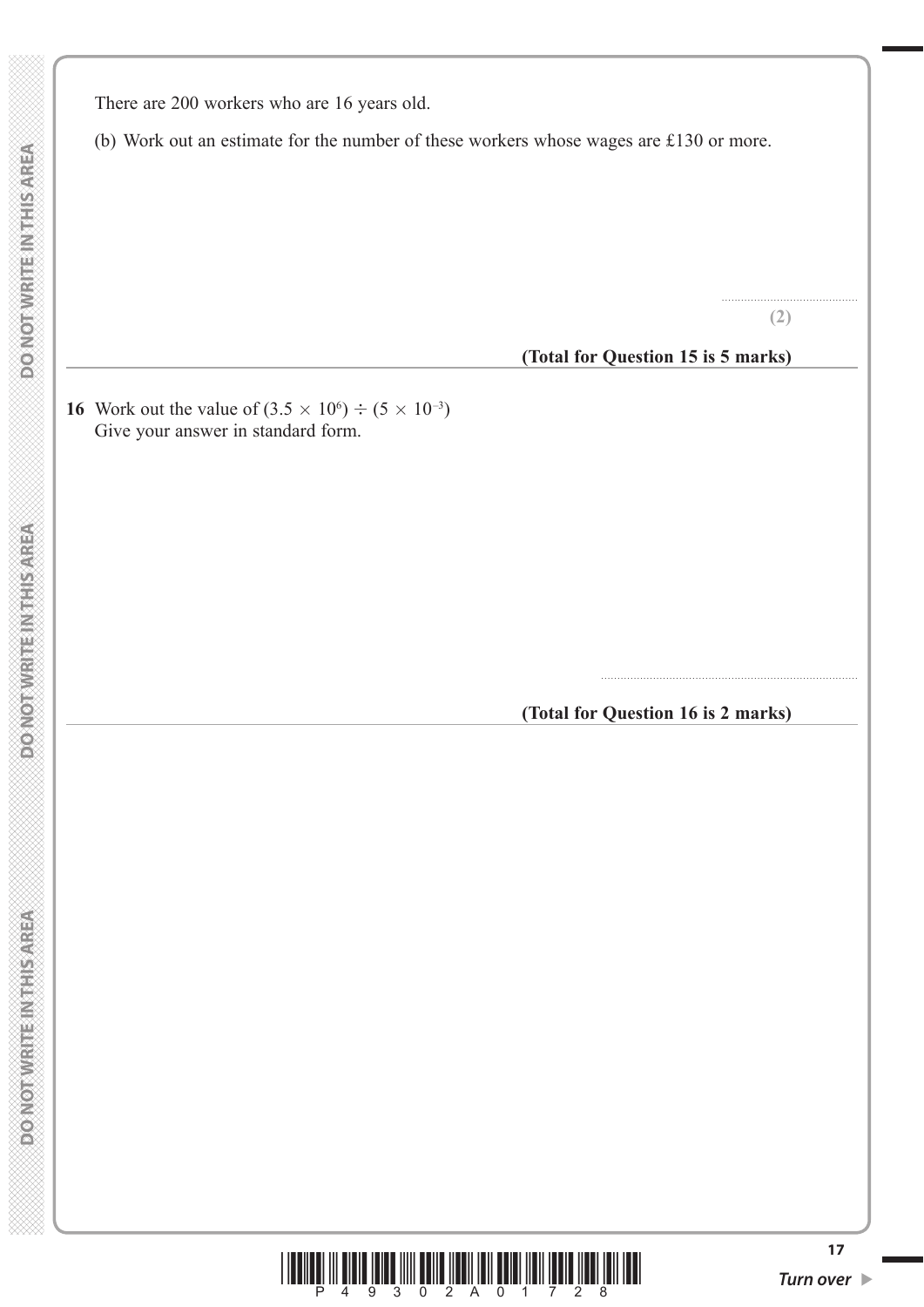There are 200 workers who are 16 years old.

(b) Work out an estimate for the number of these workers whose wages are £130 or more.

..........................................

**(2)**

**(Total for Question 15 is 5 marks)**

---

**16** Work out the value of $(3.5 \times 10^{6}) \div (5 \times 10^{-3})$
Give your answer in standard form.

..........................................

**(Total for Question 16 is 2 marks)**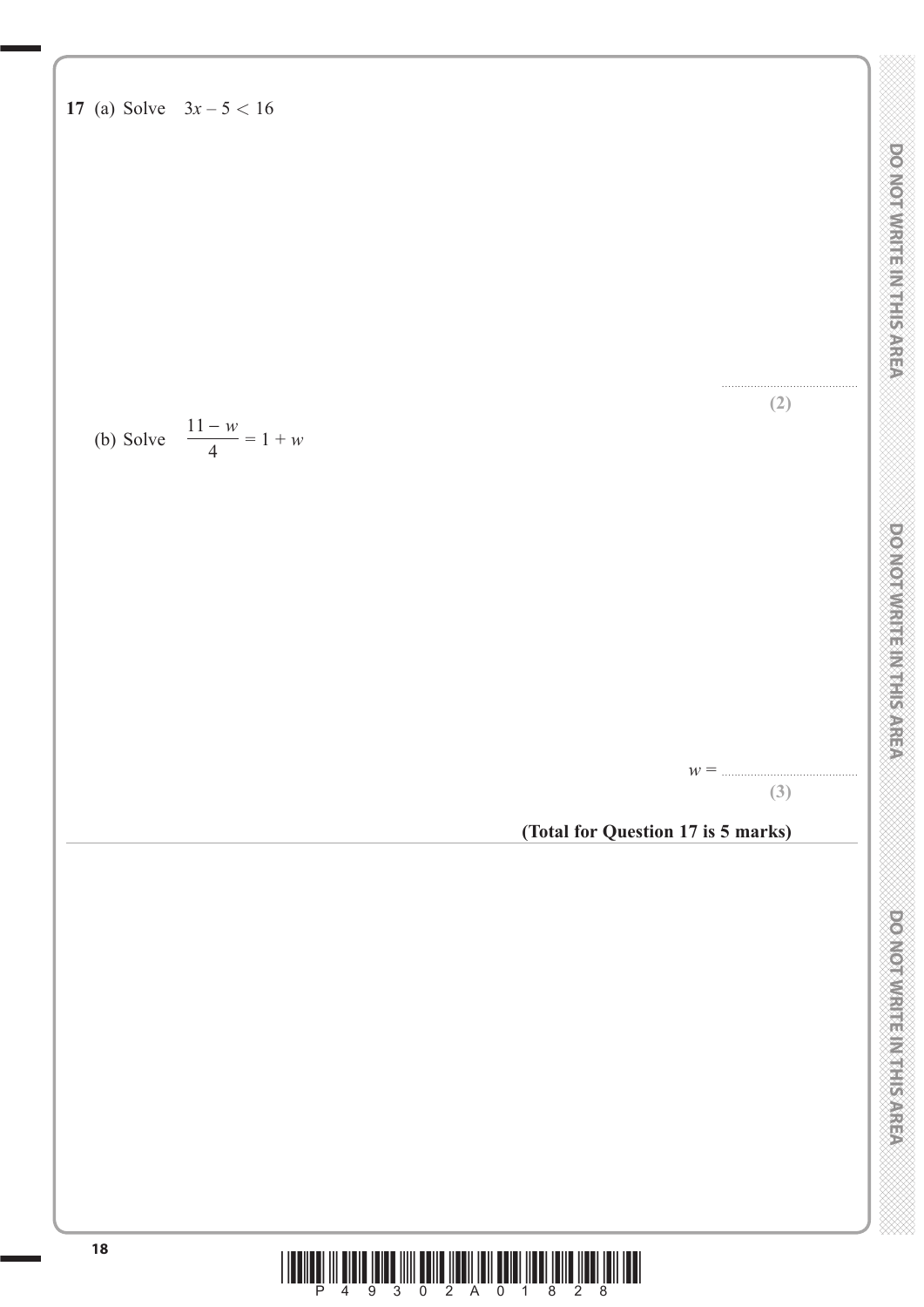**17** (a) Solve $3x - 5 < 16$

..........................................

**(2)**

(b) Solve $\dfrac{11 - w}{4} = 1 + w$

$w =$ ..........................................

**(3)**

**(Total for Question 17 is 5 marks)**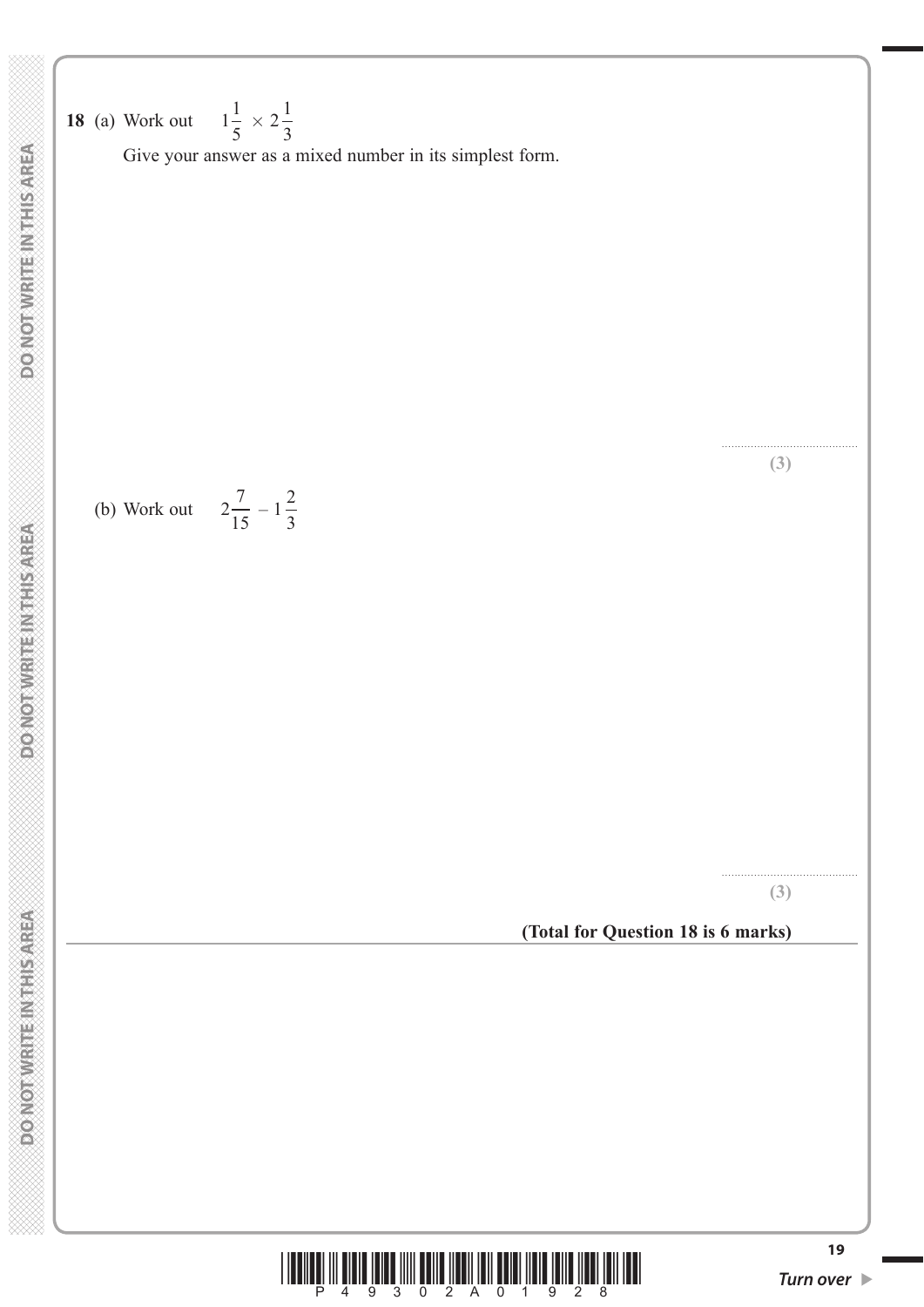**18** (a) Work out $1\frac{1}{5} \times 2\frac{1}{3}$

Give your answer as a mixed number in its simplest form.

..........................................

**(3)**

(b) Work out $2\frac{7}{15} - 1\frac{2}{3}$

..........................................

**(3)**

**(Total for Question 18 is 6 marks)**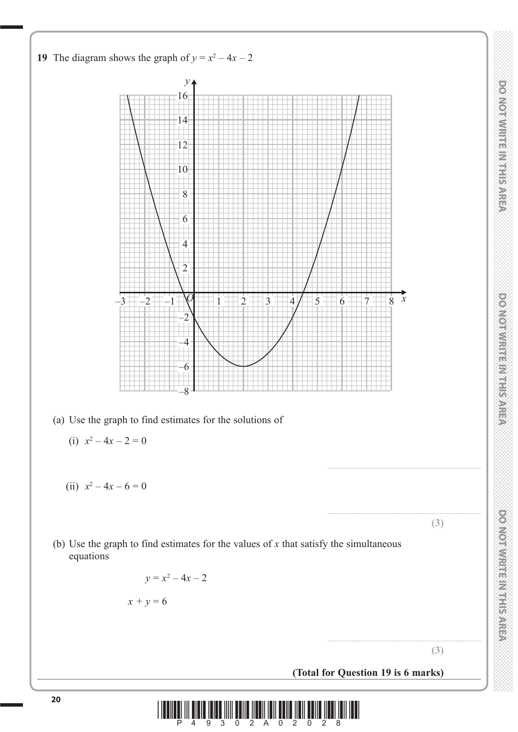**19** The diagram shows the graph of $y = x^2 - 4x - 2$

(a) Use the graph to find estimates for the solutions of

(i) $x^2 - 4x - 2 = 0$

..........................................................................

(ii) $x^2 - 4x - 6 = 0$

..........................................................................

**(3)**

(b) Use the graph to find estimates for the values of $x$ that satisfy the simultaneous equations

$$y = x^2 - 4x - 2$$

$$x + y = 6$$

..........................................................................

**(3)**

**(Total for Question 19 is 6 marks)**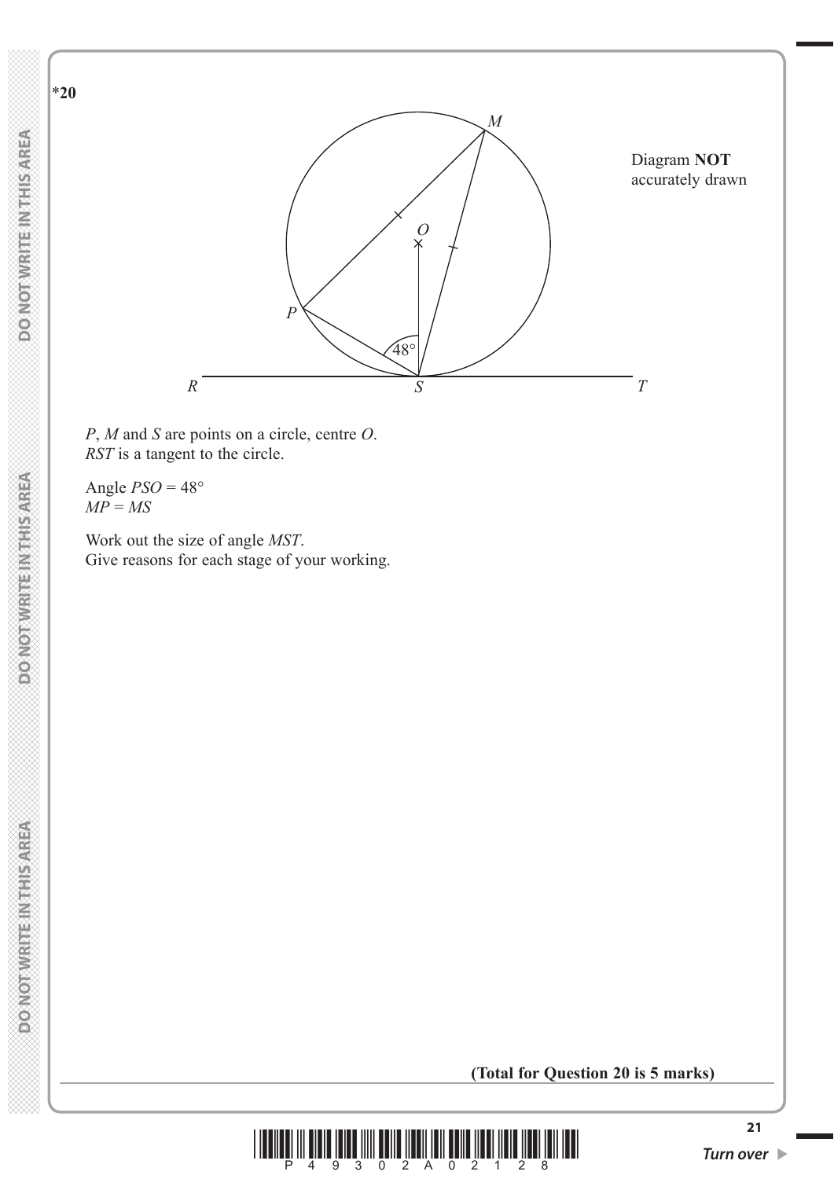**\*20**

Diagram **NOT** accurately drawn

$P$, $M$ and $S$ are points on a circle, centre $O$.
$RST$ is a tangent to the circle.

Angle $PSO = 48°$
$MP = MS$

Work out the size of angle $MST$.
Give reasons for each stage of your working.

**(Total for Question 20 is 5 marks)**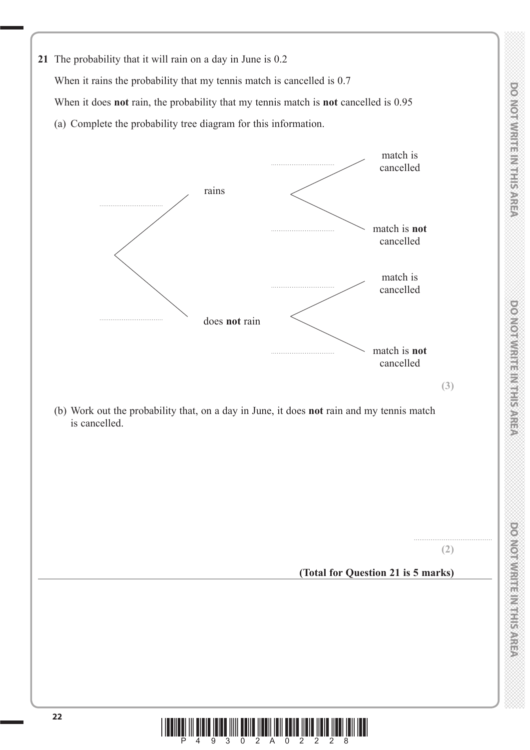**21** The probability that it will rain on a day in June is 0.2

When it rains the probability that my tennis match is cancelled is 0.7

When it does **not** rain, the probability that my tennis match is **not** cancelled is 0.95

(a) Complete the probability tree diagram for this information.

```
                                  ..........  match is cancelled
              rains  <
..........                        ..........  match is not cancelled
      <
..........                        ..........  match is cancelled
              does not rain <
                                  ..........  match is not cancelled
```

**(3)**

(b) Work out the probability that, on a day in June, it does **not** rain and my tennis match is cancelled.

..........................................

**(2)**

**(Total for Question 21 is 5 marks)**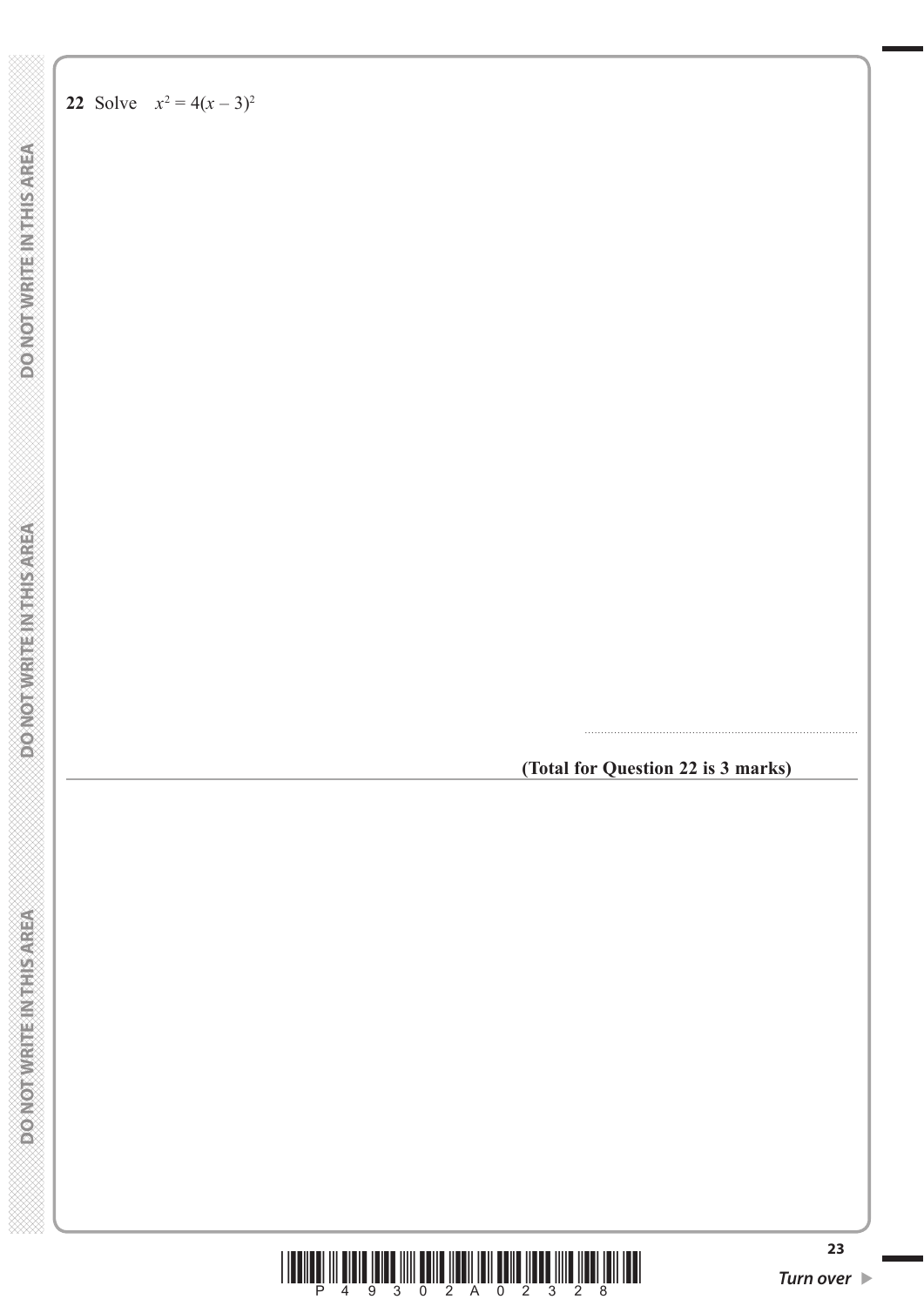**22** Solve $x^2 = 4(x - 3)^2$

.......................................................................................

**(Total for Question 22 is 3 marks)**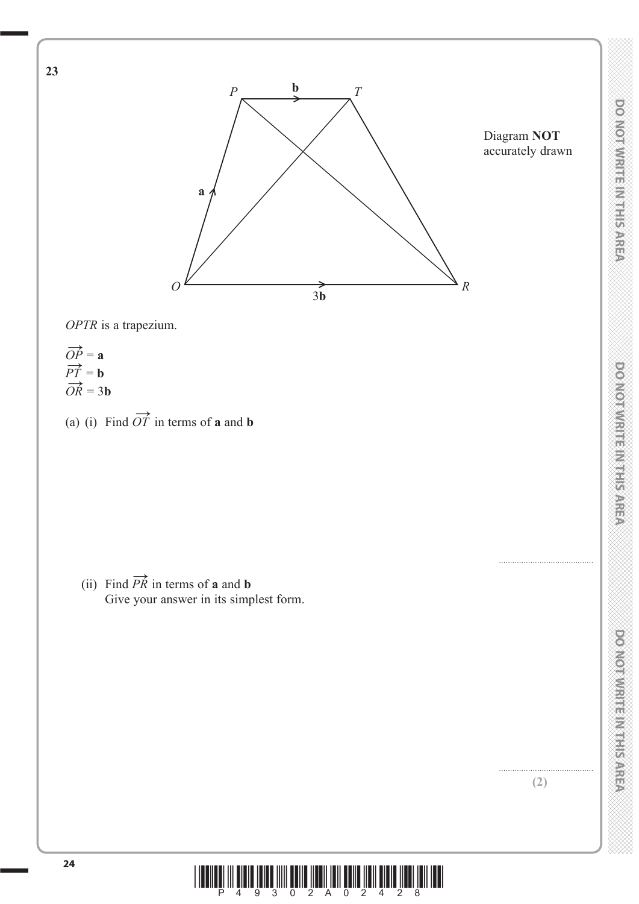**23**

Diagram **NOT** accurately drawn

*OPTR* is a trapezium.

$\overrightarrow{OP} = \mathbf{a}$
$\overrightarrow{PT} = \mathbf{b}$
$\overrightarrow{OR} = 3\mathbf{b}$

(a) (i) Find $\overrightarrow{OT}$ in terms of $\mathbf{a}$ and $\mathbf{b}$

..........................................

(ii) Find $\overrightarrow{PR}$ in terms of $\mathbf{a}$ and $\mathbf{b}$
Give your answer in its simplest form.

..........................................

**(2)**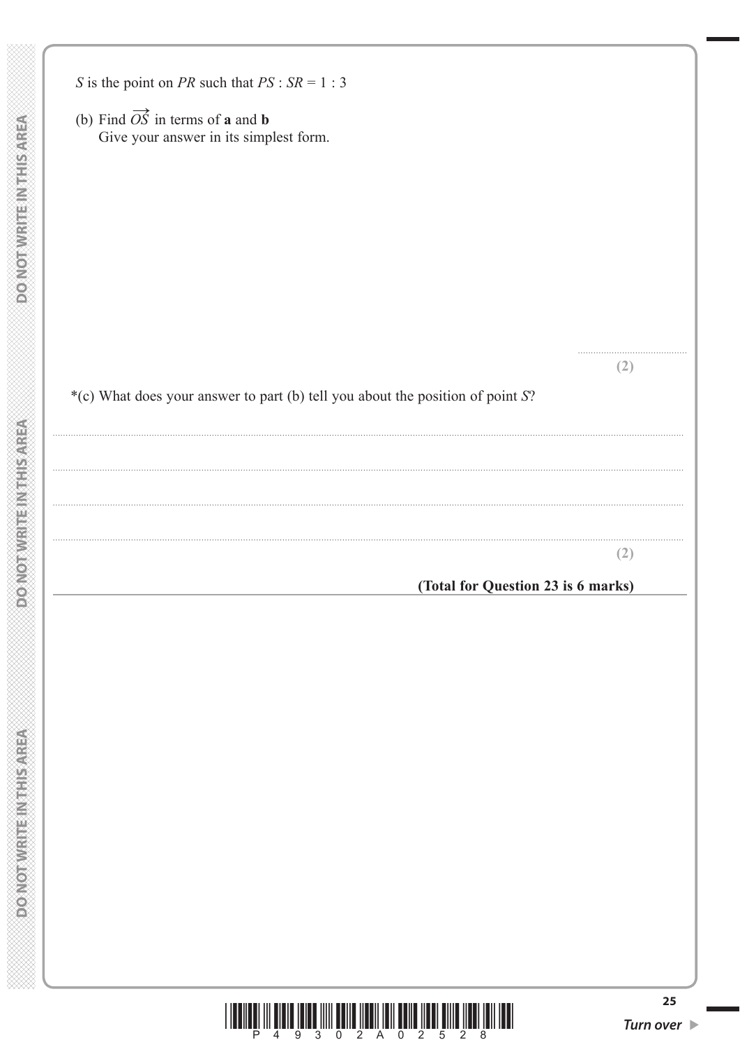$S$ is the point on $PR$ such that $PS : SR = 1 : 3$

(b) Find $\overrightarrow{OS}$ in terms of **a** and **b**
Give your answer in its simplest form.

..............................

**(2)**

*(c) What does your answer to part (b) tell you about the position of point $S$?

..............................................................................................................................................

..............................................................................................................................................

..............................................................................................................................................

..............................................................................................................................................

**(2)**

**(Total for Question 23 is 6 marks)**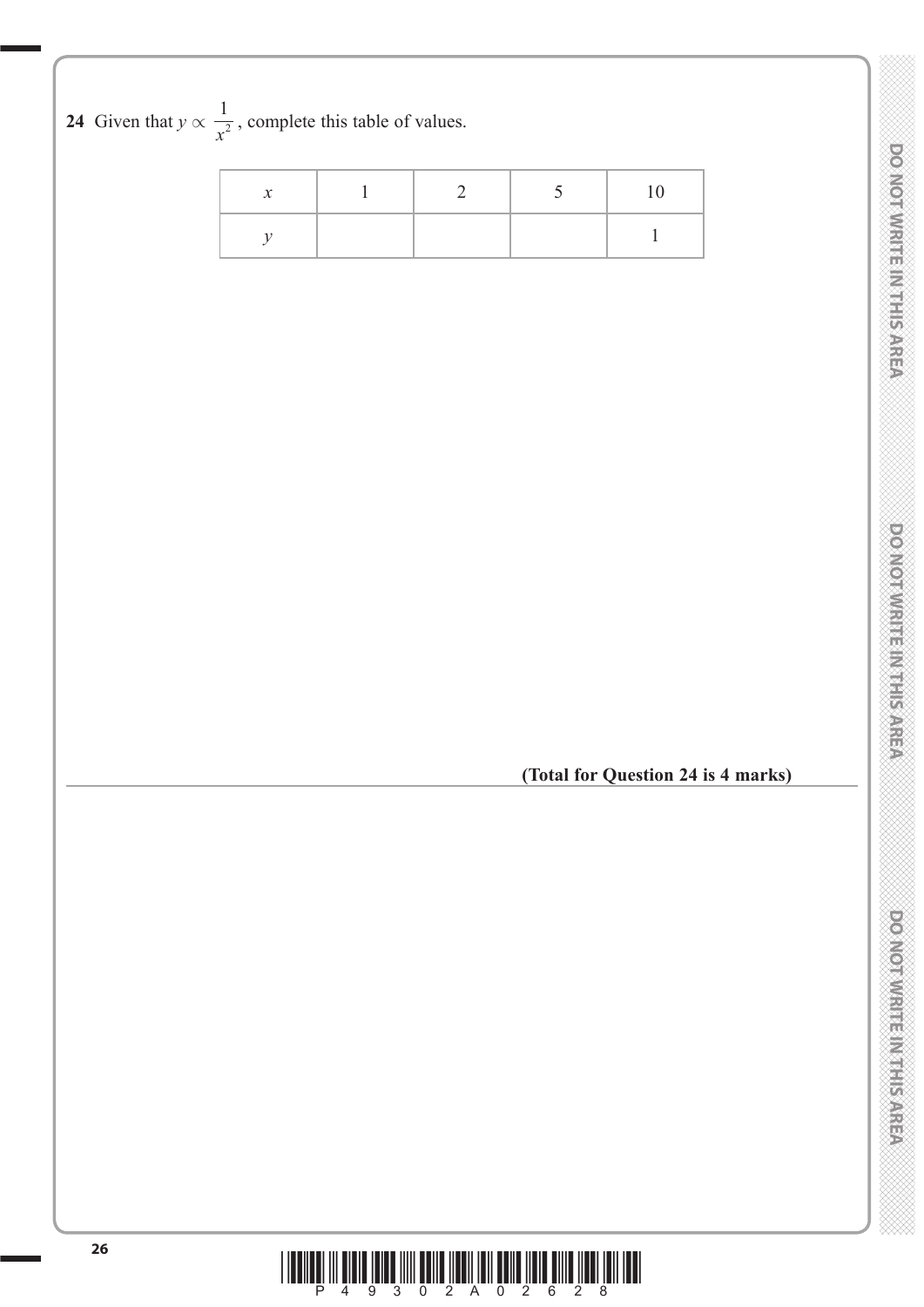**24** Given that $y \propto \dfrac{1}{x^2}$, complete this table of values.

| $x$ | 1 | 2 | 5 | 10 |
|---|---|---|---|---|
| $y$ | | | | 1 |

**(Total for Question 24 is 4 marks)**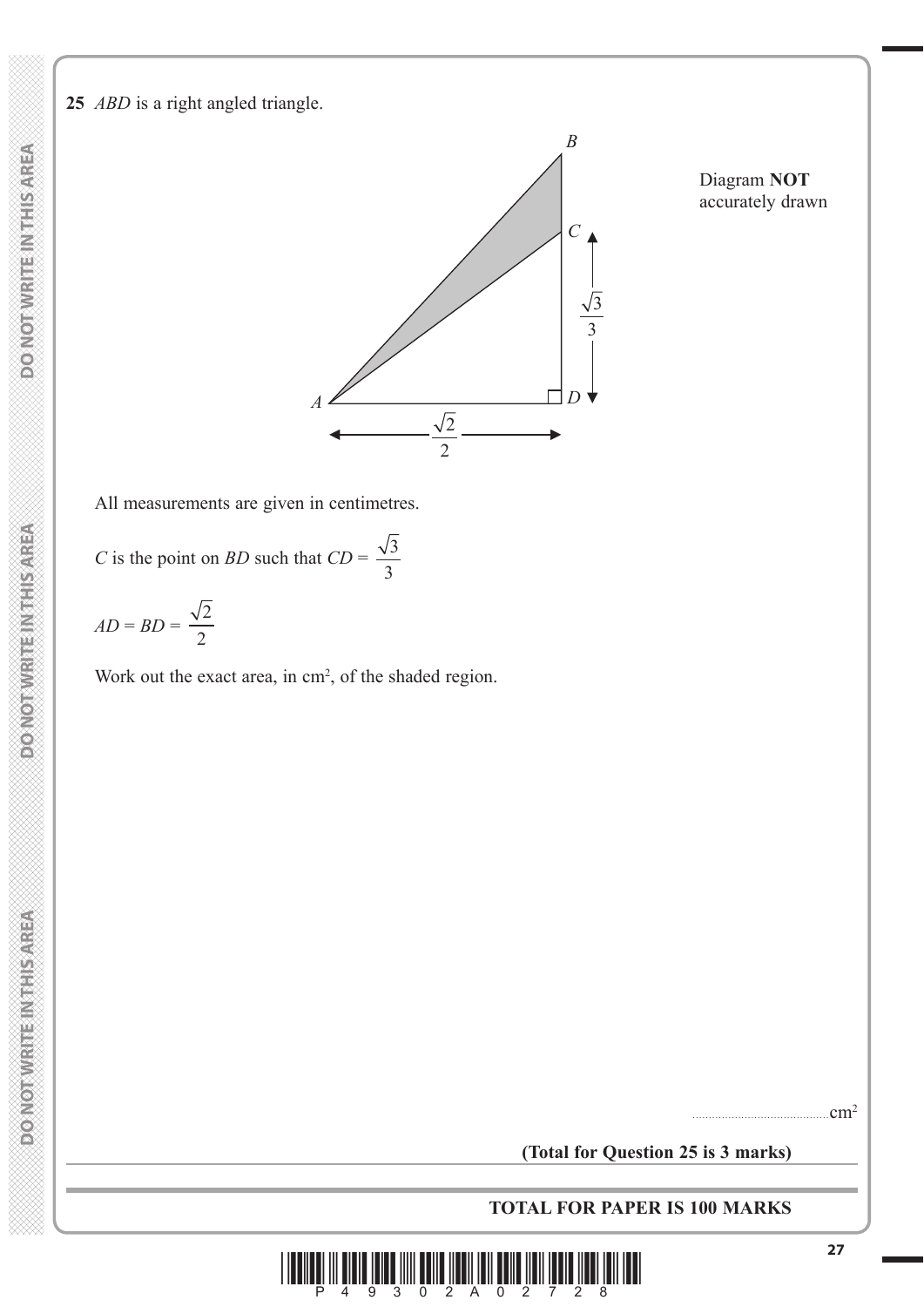**25** *ABD* is a right angled triangle.

Diagram **NOT** accurately drawn

All measurements are given in centimetres.

*C* is the point on *BD* such that $CD = \dfrac{\sqrt{3}}{3}$

$AD = BD = \dfrac{\sqrt{2}}{2}$

Work out the exact area, in cm², of the shaded region.

..........................................cm²

**(Total for Question 25 is 3 marks)**

**TOTAL FOR PAPER IS 100 MARKS**